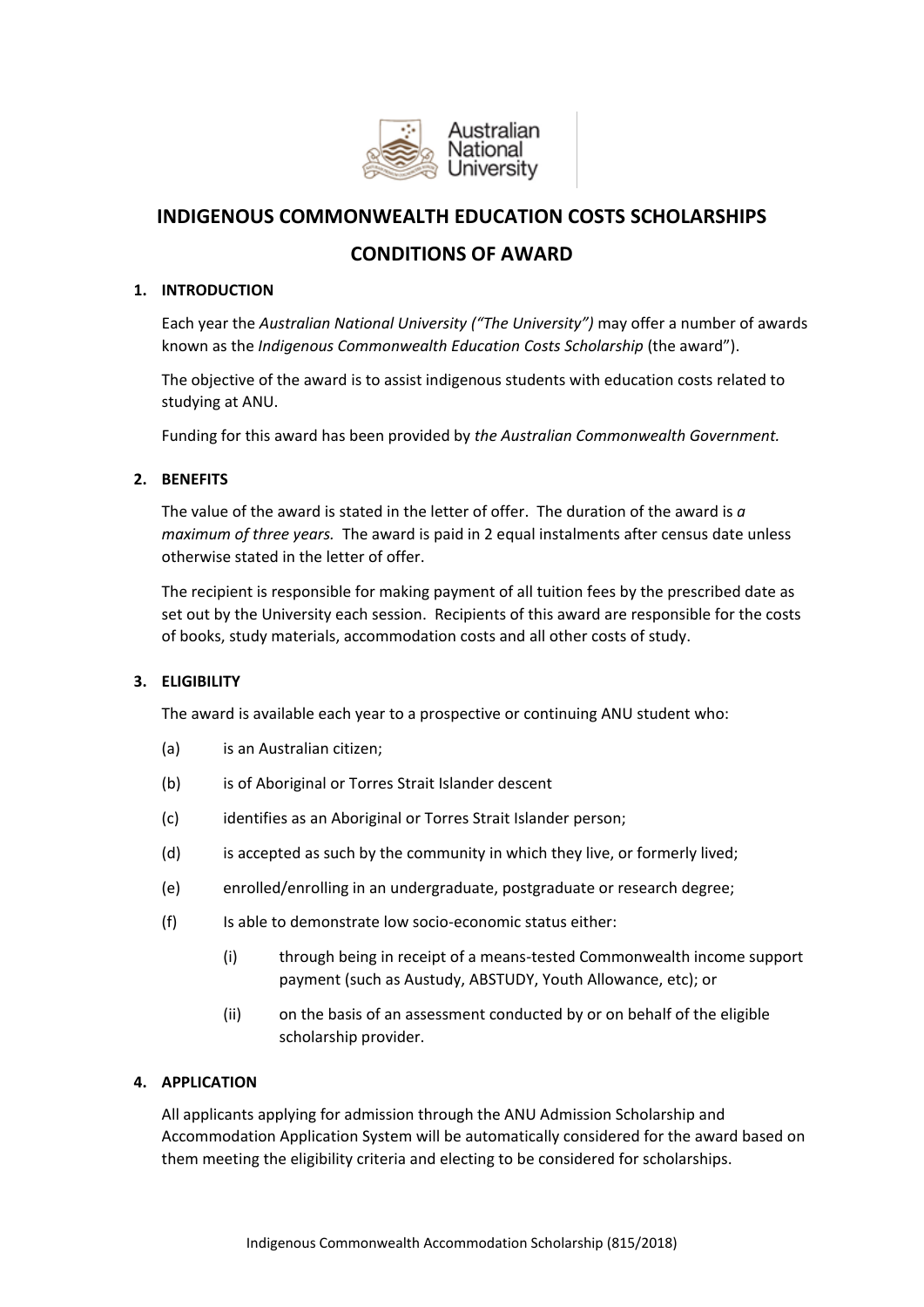# INDIGENOUS COMMONWEALTH EDUCATION COSTS SCHOLARSHIPS

# CONDITIONS OF AWARD

## 1. INTRODUCTION

Each year the *Australian National University ("The University")* may offer a number of awards known as the *Indigenous Commonwealth Education Costs Scholarship* (the award").

The objective of the award is to assist indigenous students with education costs related to studying at ANU.

Funding for this award has been provided by *the Australian Commonwealth Government.*

## 2. BENEFITS

The value of the award is stated in the letter of offer. The duration of the award is *a maximum of three years.* The award is paid in 2 equal instalments after census date unless otherwise stated in the letter of offer.

The recipient is responsible for making payment of all tuition fees by the prescribed date as set out by the University each session. Recipients of this award are responsible for the costs of books, study materials, accommodation costs and all other costs of study.

## 3. ELIGIBILITY

The award is available each year to a prospective or continuing ANU student who:

(a) is an Australian citizen;

(b) is of Aboriginal or Torres Strait Islander descent

(c) identifies as an Aboriginal or Torres Strait Islander person;

(d) is accepted as such by the community in which they live, or formerly lived;

(e) enrolled/enrolling in an undergraduate, postgraduate or research degree;

(f) Is able to demonstrate low socio-economic status either:

  (i) through being in receipt of a means-tested Commonwealth income support payment (such as Austudy, ABSTUDY, Youth Allowance, etc); or

  (ii) on the basis of an assessment conducted by or on behalf of the eligible scholarship provider.

## 4. APPLICATION

All applicants applying for admission through the ANU Admission Scholarship and Accommodation Application System will be automatically considered for the award based on them meeting the eligibility criteria and electing to be considered for scholarships.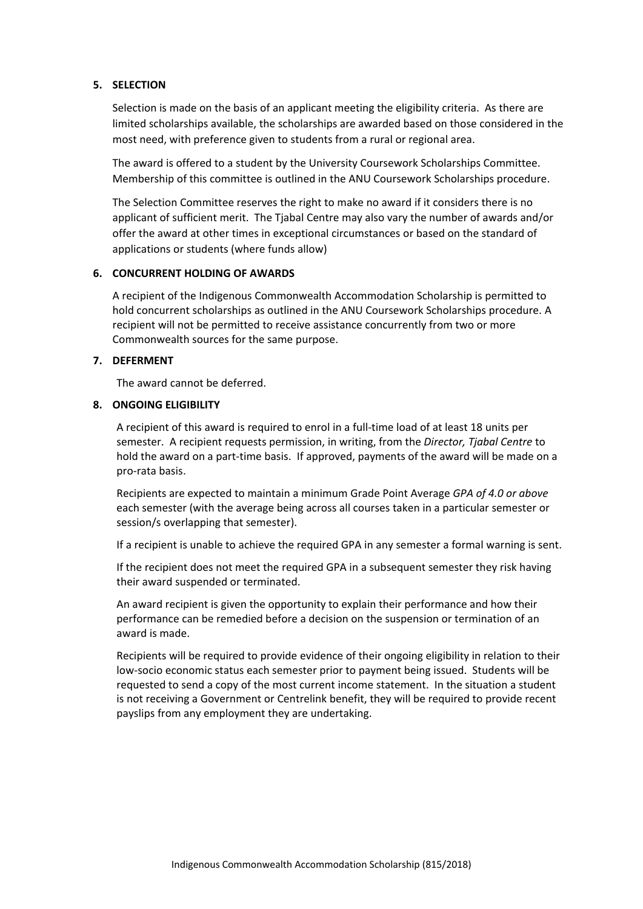## 5. SELECTION

Selection is made on the basis of an applicant meeting the eligibility criteria. As there are limited scholarships available, the scholarships are awarded based on those considered in the most need, with preference given to students from a rural or regional area.

The award is offered to a student by the University Coursework Scholarships Committee. Membership of this committee is outlined in the ANU Coursework Scholarships procedure.

The Selection Committee reserves the right to make no award if it considers there is no applicant of sufficient merit. The Tjabal Centre may also vary the number of awards and/or offer the award at other times in exceptional circumstances or based on the standard of applications or students (where funds allow)

## 6. CONCURRENT HOLDING OF AWARDS

A recipient of the Indigenous Commonwealth Accommodation Scholarship is permitted to hold concurrent scholarships as outlined in the ANU Coursework Scholarships procedure. A recipient will not be permitted to receive assistance concurrently from two or more Commonwealth sources for the same purpose.

## 7. DEFERMENT

The award cannot be deferred.

## 8. ONGOING ELIGIBILITY

A recipient of this award is required to enrol in a full-time load of at least 18 units per semester. A recipient requests permission, in writing, from the *Director, Tjabal Centre* to hold the award on a part-time basis. If approved, payments of the award will be made on a pro-rata basis.

Recipients are expected to maintain a minimum Grade Point Average *GPA of 4.0 or above* each semester (with the average being across all courses taken in a particular semester or session/s overlapping that semester).

If a recipient is unable to achieve the required GPA in any semester a formal warning is sent.

If the recipient does not meet the required GPA in a subsequent semester they risk having their award suspended or terminated.

An award recipient is given the opportunity to explain their performance and how their performance can be remedied before a decision on the suspension or termination of an award is made.

Recipients will be required to provide evidence of their ongoing eligibility in relation to their low-socio economic status each semester prior to payment being issued. Students will be requested to send a copy of the most current income statement. In the situation a student is not receiving a Government or Centrelink benefit, they will be required to provide recent payslips from any employment they are undertaking.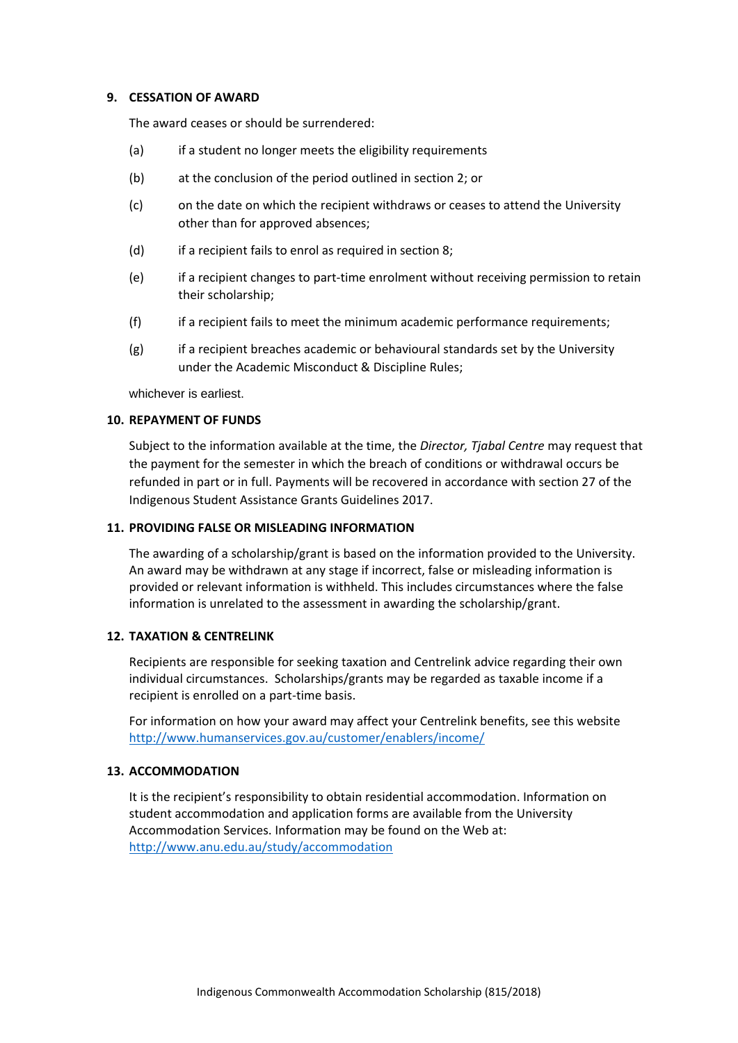**9. CESSATION OF AWARD**

The award ceases or should be surrendered:

(a) if a student no longer meets the eligibility requirements

(b) at the conclusion of the period outlined in section 2; or

(c) on the date on which the recipient withdraws or ceases to attend the University other than for approved absences;

(d) if a recipient fails to enrol as required in section 8;

(e) if a recipient changes to part-time enrolment without receiving permission to retain their scholarship;

(f) if a recipient fails to meet the minimum academic performance requirements;

(g) if a recipient breaches academic or behavioural standards set by the University under the Academic Misconduct & Discipline Rules;

whichever is earliest.

**10. REPAYMENT OF FUNDS**

Subject to the information available at the time, the *Director, Tjabal Centre* may request that the payment for the semester in which the breach of conditions or withdrawal occurs be refunded in part or in full. Payments will be recovered in accordance with section 27 of the Indigenous Student Assistance Grants Guidelines 2017.

**11. PROVIDING FALSE OR MISLEADING INFORMATION**

The awarding of a scholarship/grant is based on the information provided to the University. An award may be withdrawn at any stage if incorrect, false or misleading information is provided or relevant information is withheld. This includes circumstances where the false information is unrelated to the assessment in awarding the scholarship/grant.

**12. TAXATION & CENTRELINK**

Recipients are responsible for seeking taxation and Centrelink advice regarding their own individual circumstances. Scholarships/grants may be regarded as taxable income if a recipient is enrolled on a part-time basis.

For information on how your award may affect your Centrelink benefits, see this website http://www.humanservices.gov.au/customer/enablers/income/

**13. ACCOMMODATION**

It is the recipient's responsibility to obtain residential accommodation. Information on student accommodation and application forms are available from the University Accommodation Services. Information may be found on the Web at: http://www.anu.edu.au/study/accommodation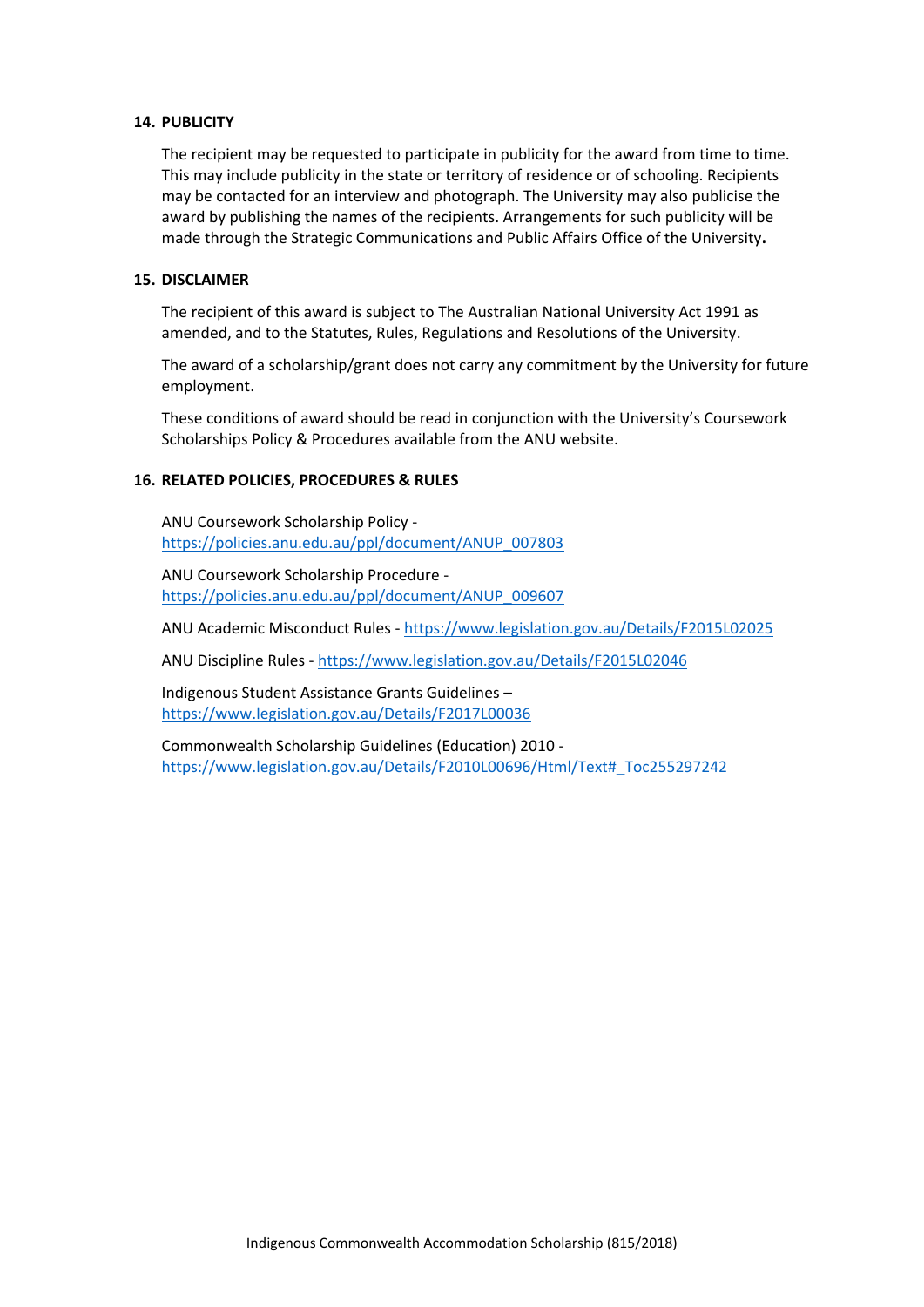## 14. PUBLICITY

The recipient may be requested to participate in publicity for the award from time to time. This may include publicity in the state or territory of residence or of schooling. Recipients may be contacted for an interview and photograph. The University may also publicise the award by publishing the names of the recipients. Arrangements for such publicity will be made through the Strategic Communications and Public Affairs Office of the University**.**

## 15. DISCLAIMER

The recipient of this award is subject to The Australian National University Act 1991 as amended, and to the Statutes, Rules, Regulations and Resolutions of the University.

The award of a scholarship/grant does not carry any commitment by the University for future employment.

These conditions of award should be read in conjunction with the University's Coursework Scholarships Policy & Procedures available from the ANU website.

## 16. RELATED POLICIES, PROCEDURES & RULES

ANU Coursework Scholarship Policy - https://policies.anu.edu.au/ppl/document/ANUP_007803

ANU Coursework Scholarship Procedure - https://policies.anu.edu.au/ppl/document/ANUP_009607

ANU Academic Misconduct Rules - https://www.legislation.gov.au/Details/F2015L02025

ANU Discipline Rules - https://www.legislation.gov.au/Details/F2015L02046

Indigenous Student Assistance Grants Guidelines – https://www.legislation.gov.au/Details/F2017L00036

Commonwealth Scholarship Guidelines (Education) 2010 - https://www.legislation.gov.au/Details/F2010L00696/Html/Text#_Toc255297242